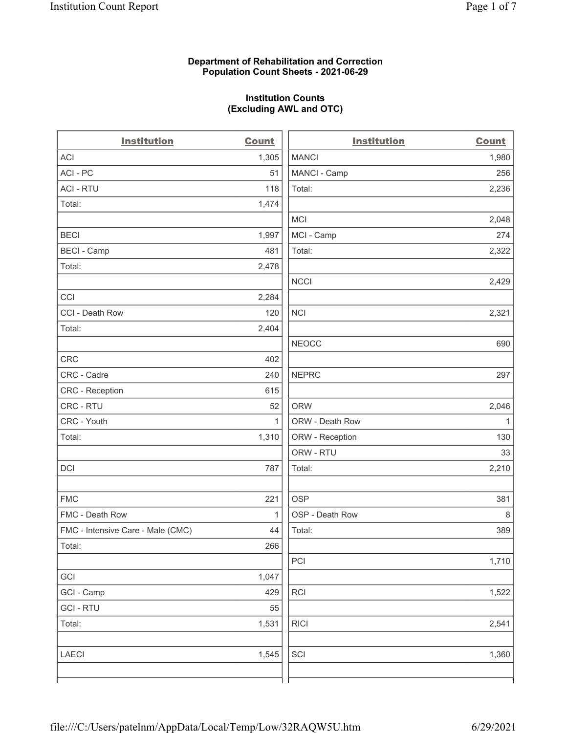**Department of Rehabilitation and Correction**
**Population Count Sheets - 2021-06-29**

**Institution Counts**
**(Excluding AWL and OTC)**

| Institution | Count |
|---|---|
| ACI | 1,305 |
| ACI - PC | 51 |
| ACI - RTU | 118 |
| Total: | 1,474 |
| | |
| BECI | 1,997 |
| BECI - Camp | 481 |
| Total: | 2,478 |
| | |
| CCI | 2,284 |
| CCI - Death Row | 120 |
| Total: | 2,404 |
| | |
| CRC | 402 |
| CRC - Cadre | 240 |
| CRC - Reception | 615 |
| CRC - RTU | 52 |
| CRC - Youth | 1 |
| Total: | 1,310 |
| | |
| DCI | 787 |
| | |
| FMC | 221 |
| FMC - Death Row | 1 |
| FMC - Intensive Care - Male (CMC) | 44 |
| Total: | 266 |
| | |
| GCI | 1,047 |
| GCI - Camp | 429 |
| GCI - RTU | 55 |
| Total: | 1,531 |
| | |
| LAECI | 1,545 |

| Institution | Count |
|---|---|
| MANCI | 1,980 |
| MANCI - Camp | 256 |
| Total: | 2,236 |
| | |
| MCI | 2,048 |
| MCI - Camp | 274 |
| Total: | 2,322 |
| | |
| NCCI | 2,429 |
| | |
| NCI | 2,321 |
| | |
| NEOCC | 690 |
| | |
| NEPRC | 297 |
| | |
| ORW | 2,046 |
| ORW - Death Row | 1 |
| ORW - Reception | 130 |
| ORW - RTU | 33 |
| Total: | 2,210 |
| | |
| OSP | 381 |
| OSP - Death Row | 8 |
| Total: | 389 |
| | |
| PCI | 1,710 |
| | |
| RCI | 1,522 |
| | |
| RICI | 2,541 |
| | |
| SCI | 1,360 |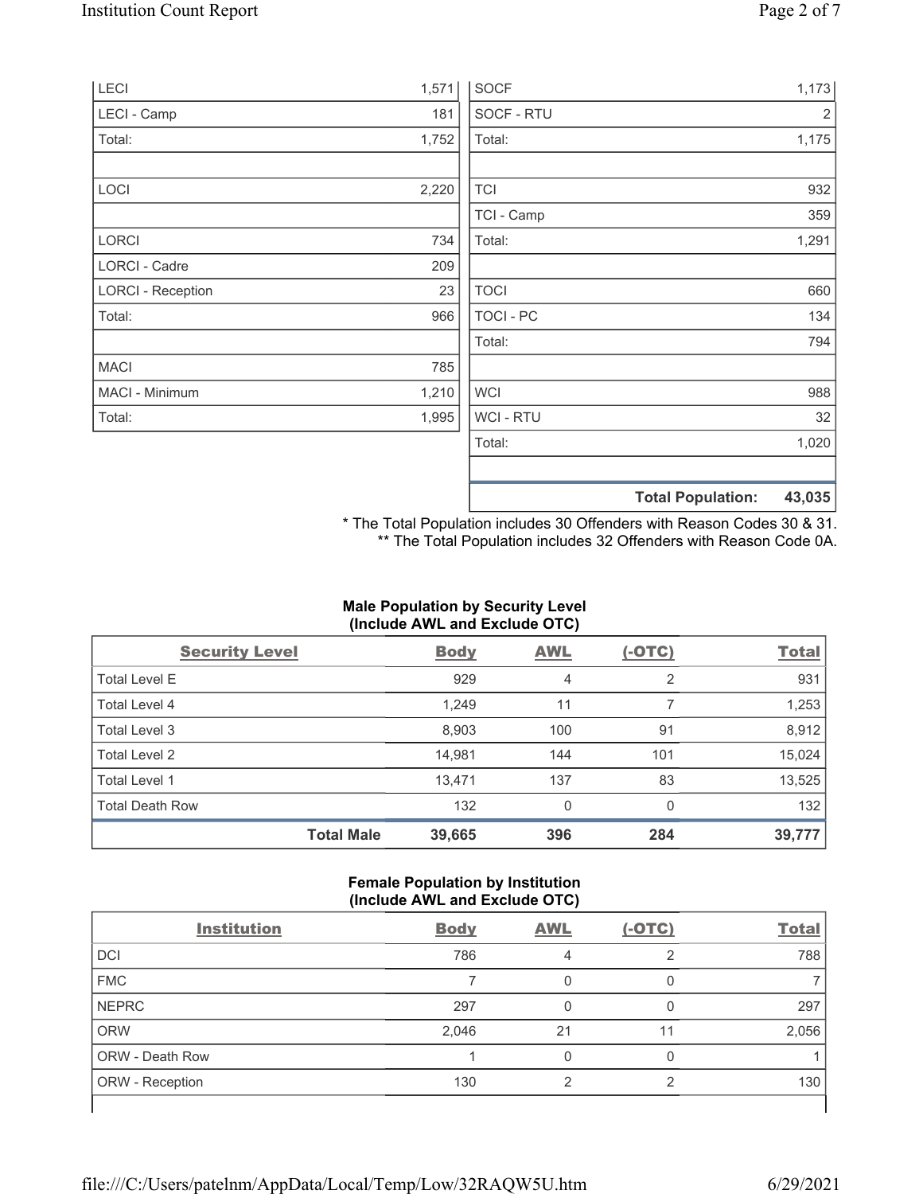| | |
|---|---|
| LECI | 1,571 |
| LECI - Camp | 181 |
| Total: | 1,752 |
| | |
| LOCI | 2,220 |
| | |
| LORCI | 734 |
| LORCI - Cadre | 209 |
| LORCI - Reception | 23 |
| Total: | 966 |
| | |
| MACI | 785 |
| MACI - Minimum | 1,210 |
| Total: | 1,995 |

| | |
|---|---|
| SOCF | 1,173 |
| SOCF - RTU | 2 |
| Total: | 1,175 |
| | |
| TCI | 932 |
| TCI - Camp | 359 |
| Total: | 1,291 |
| | |
| TOCI | 660 |
| TOCI - PC | 134 |
| Total: | 794 |
| | |
| WCI | 988 |
| WCI - RTU | 32 |
| Total: | 1,020 |
| | |
| **Total Population:** | **43,035** |

\* The Total Population includes 30 Offenders with Reason Codes 30 & 31.
\*\* The Total Population includes 32 Offenders with Reason Code 0A.

### Male Population by Security Level (Include AWL and Exclude OTC)

| Security Level | Body | AWL | (-OTC) | Total |
|---|---|---|---|---|
| Total Level E | 929 | 4 | 2 | 931 |
| Total Level 4 | 1,249 | 11 | 7 | 1,253 |
| Total Level 3 | 8,903 | 100 | 91 | 8,912 |
| Total Level 2 | 14,981 | 144 | 101 | 15,024 |
| Total Level 1 | 13,471 | 137 | 83 | 13,525 |
| Total Death Row | 132 | 0 | 0 | 132 |
| **Total Male** | **39,665** | **396** | **284** | **39,777** |

### Female Population by Institution (Include AWL and Exclude OTC)

| Institution | Body | AWL | (-OTC) | Total |
|---|---|---|---|---|
| DCI | 786 | 4 | 2 | 788 |
| FMC | 7 | 0 | 0 | 7 |
| NEPRC | 297 | 0 | 0 | 297 |
| ORW | 2,046 | 21 | 11 | 2,056 |
| ORW - Death Row | 1 | 0 | 0 | 1 |
| ORW - Reception | 130 | 2 | 2 | 130 |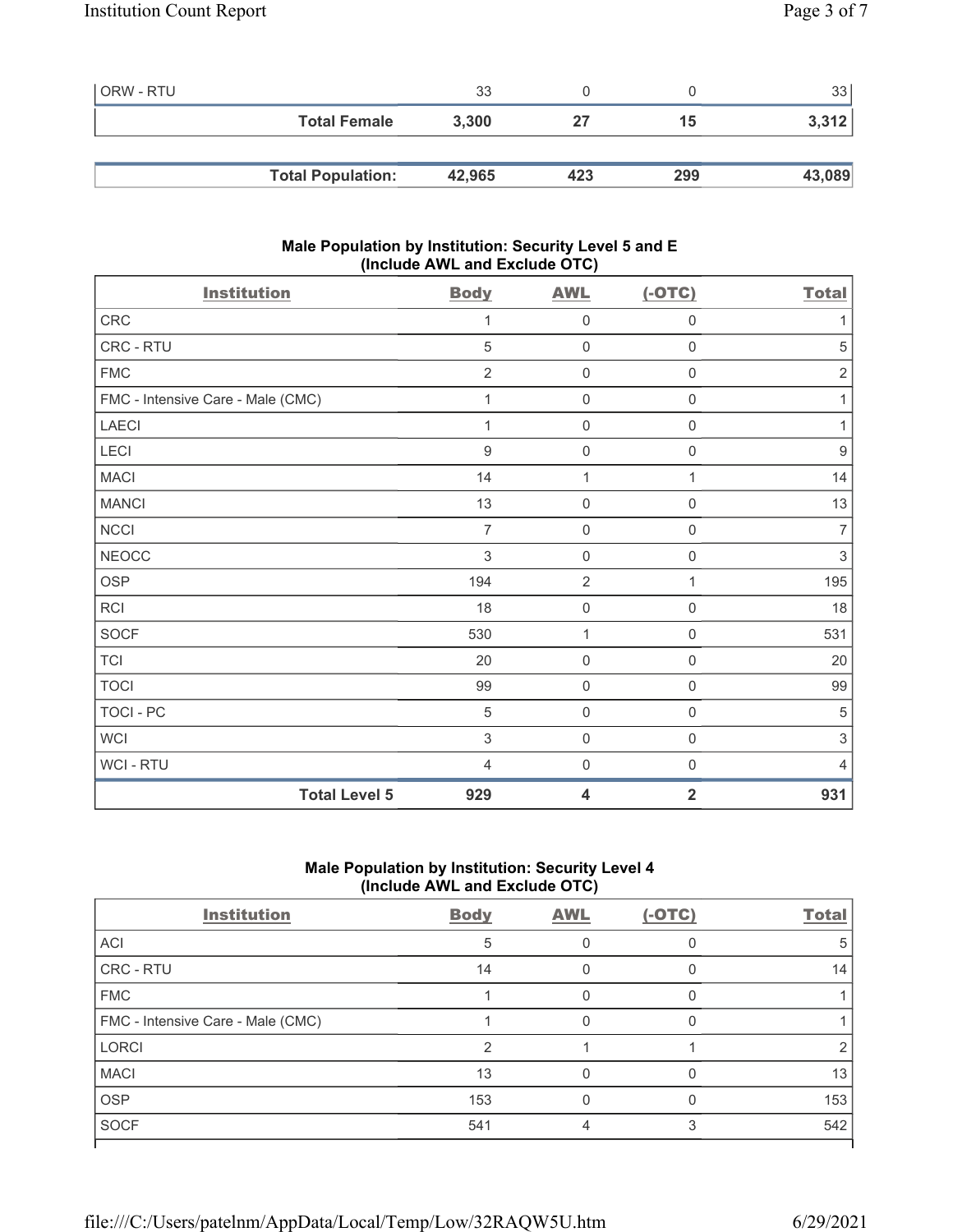| | | | | |
|---|---|---|---|---|
| ORW - RTU | 33 | 0 | 0 | 33 |
| **Total Female** | **3,300** | **27** | **15** | **3,312** |

| | | | | |
|---|---|---|---|---|
| **Total Population:** | **42,965** | **423** | **299** | **43,089** |

### Male Population by Institution: Security Level 5 and E (Include AWL and Exclude OTC)

| Institution | Body | AWL | (-OTC) | Total |
|---|---|---|---|---|
| CRC | 1 | 0 | 0 | 1 |
| CRC - RTU | 5 | 0 | 0 | 5 |
| FMC | 2 | 0 | 0 | 2 |
| FMC - Intensive Care - Male (CMC) | 1 | 0 | 0 | 1 |
| LAECI | 1 | 0 | 0 | 1 |
| LECI | 9 | 0 | 0 | 9 |
| MACI | 14 | 1 | 1 | 14 |
| MANCI | 13 | 0 | 0 | 13 |
| NCCI | 7 | 0 | 0 | 7 |
| NEOCC | 3 | 0 | 0 | 3 |
| OSP | 194 | 2 | 1 | 195 |
| RCI | 18 | 0 | 0 | 18 |
| SOCF | 530 | 1 | 0 | 531 |
| TCI | 20 | 0 | 0 | 20 |
| TOCI | 99 | 0 | 0 | 99 |
| TOCI - PC | 5 | 0 | 0 | 5 |
| WCI | 3 | 0 | 0 | 3 |
| WCI - RTU | 4 | 0 | 0 | 4 |
| **Total Level 5** | **929** | **4** | **2** | **931** |

### Male Population by Institution: Security Level 4 (Include AWL and Exclude OTC)

| Institution | Body | AWL | (-OTC) | Total |
|---|---|---|---|---|
| ACI | 5 | 0 | 0 | 5 |
| CRC - RTU | 14 | 0 | 0 | 14 |
| FMC | 1 | 0 | 0 | 1 |
| FMC - Intensive Care - Male (CMC) | 1 | 0 | 0 | 1 |
| LORCI | 2 | 1 | 1 | 2 |
| MACI | 13 | 0 | 0 | 13 |
| OSP | 153 | 0 | 0 | 153 |
| SOCF | 541 | 4 | 3 | 542 |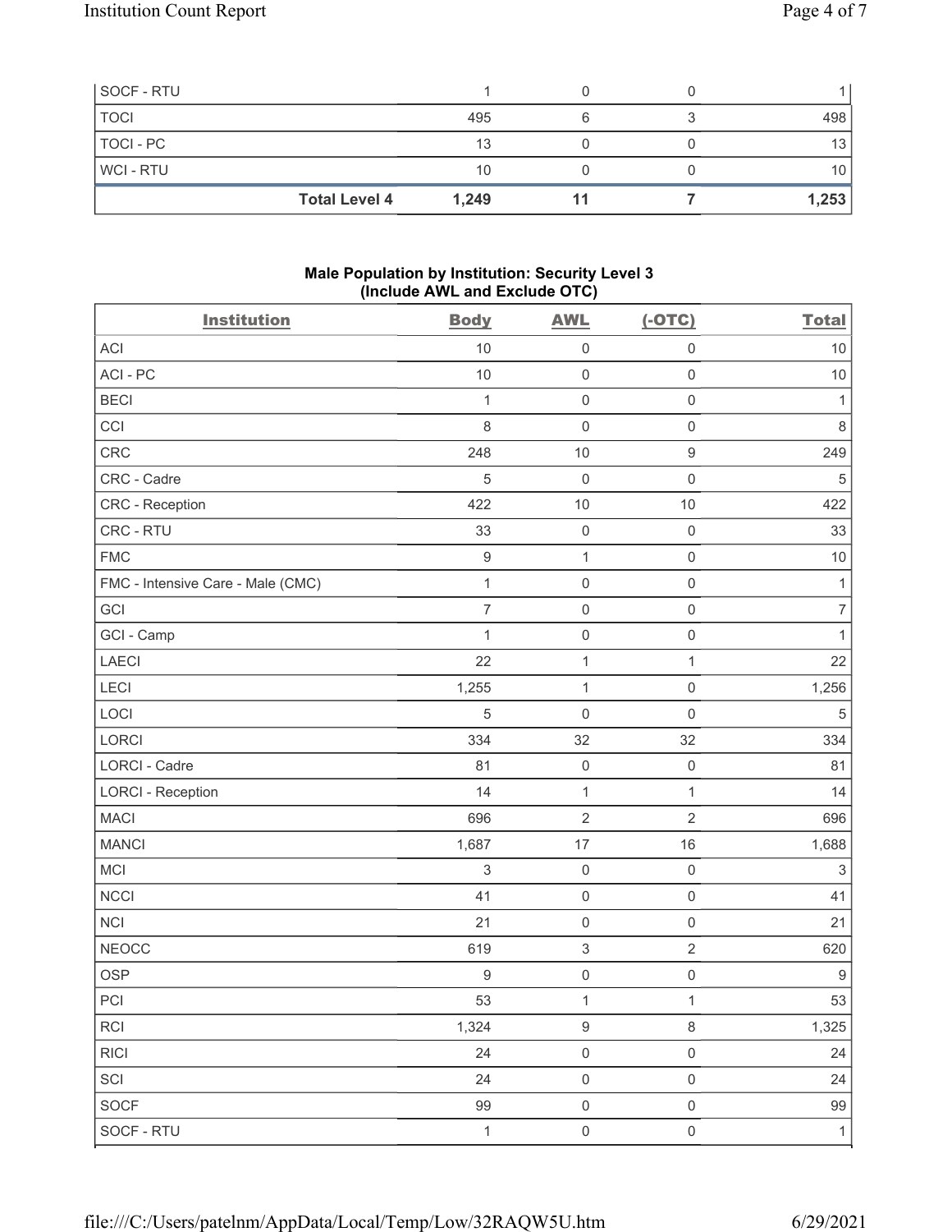| | | | | |
|---|---|---|---|---|
| SOCF - RTU | 1 | 0 | 0 | 1 |
| TOCI | 495 | 6 | 3 | 498 |
| TOCI - PC | 13 | 0 | 0 | 13 |
| WCI - RTU | 10 | 0 | 0 | 10 |
| **Total Level 4** | **1,249** | **11** | **7** | **1,253** |

### Male Population by Institution: Security Level 3 (Include AWL and Exclude OTC)

| Institution | Body | AWL | (-OTC) | Total |
|---|---|---|---|---|
| ACI | 10 | 0 | 0 | 10 |
| ACI - PC | 10 | 0 | 0 | 10 |
| BECI | 1 | 0 | 0 | 1 |
| CCI | 8 | 0 | 0 | 8 |
| CRC | 248 | 10 | 9 | 249 |
| CRC - Cadre | 5 | 0 | 0 | 5 |
| CRC - Reception | 422 | 10 | 10 | 422 |
| CRC - RTU | 33 | 0 | 0 | 33 |
| FMC | 9 | 1 | 0 | 10 |
| FMC - Intensive Care - Male (CMC) | 1 | 0 | 0 | 1 |
| GCI | 7 | 0 | 0 | 7 |
| GCI - Camp | 1 | 0 | 0 | 1 |
| LAECI | 22 | 1 | 1 | 22 |
| LECI | 1,255 | 1 | 0 | 1,256 |
| LOCI | 5 | 0 | 0 | 5 |
| LORCI | 334 | 32 | 32 | 334 |
| LORCI - Cadre | 81 | 0 | 0 | 81 |
| LORCI - Reception | 14 | 1 | 1 | 14 |
| MACI | 696 | 2 | 2 | 696 |
| MANCI | 1,687 | 17 | 16 | 1,688 |
| MCI | 3 | 0 | 0 | 3 |
| NCCI | 41 | 0 | 0 | 41 |
| NCI | 21 | 0 | 0 | 21 |
| NEOCC | 619 | 3 | 2 | 620 |
| OSP | 9 | 0 | 0 | 9 |
| PCI | 53 | 1 | 1 | 53 |
| RCI | 1,324 | 9 | 8 | 1,325 |
| RICI | 24 | 0 | 0 | 24 |
| SCI | 24 | 0 | 0 | 24 |
| SOCF | 99 | 0 | 0 | 99 |
| SOCF - RTU | 1 | 0 | 0 | 1 |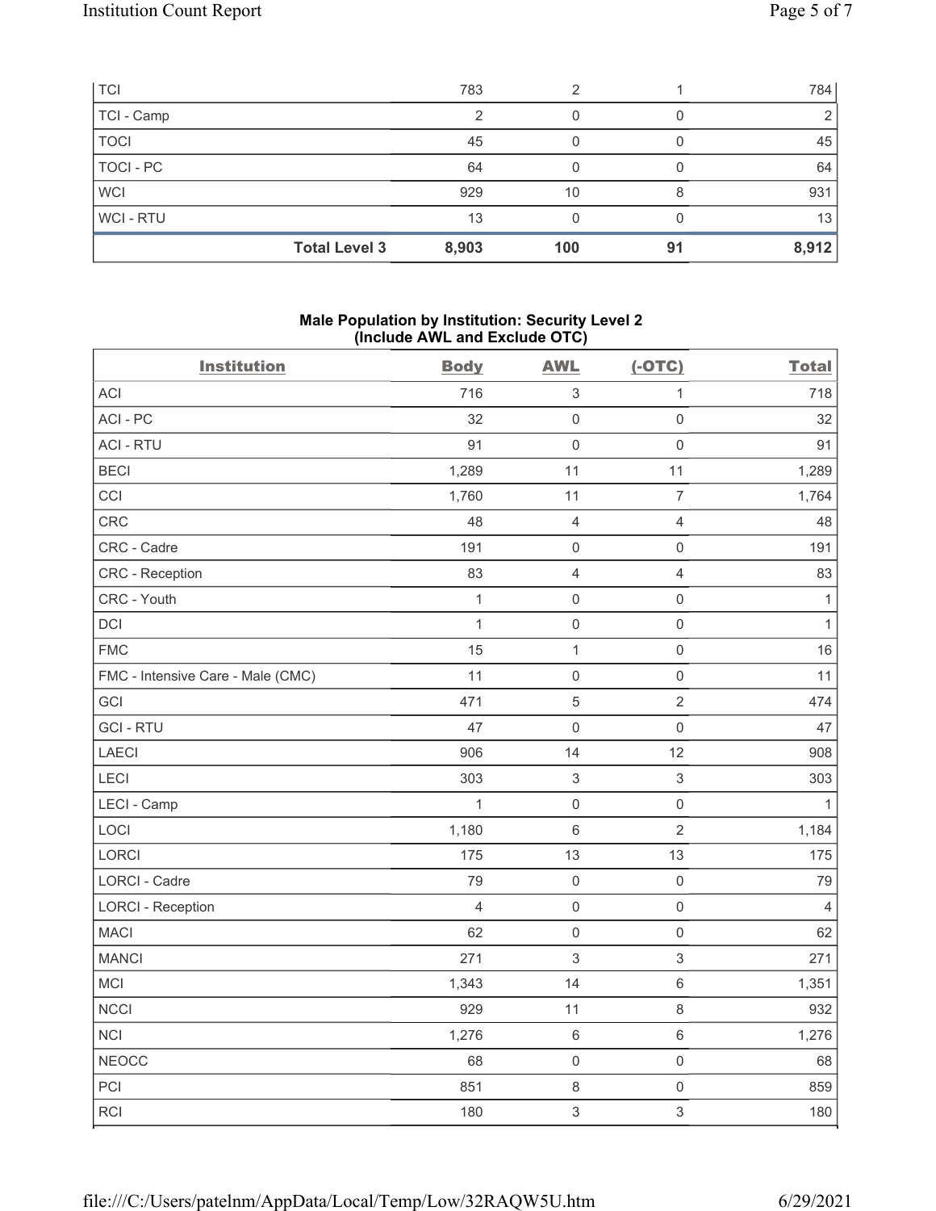| | | | | |
|---|---|---|---|---|
| TCI | 783 | 2 | 1 | 784 |
| TCI - Camp | 2 | 0 | 0 | 2 |
| TOCI | 45 | 0 | 0 | 45 |
| TOCI - PC | 64 | 0 | 0 | 64 |
| WCI | 929 | 10 | 8 | 931 |
| WCI - RTU | 13 | 0 | 0 | 13 |
| **Total Level 3** | **8,903** | **100** | **91** | **8,912** |

### Male Population by Institution: Security Level 2 (Include AWL and Exclude OTC)

| Institution | Body | AWL | (-OTC) | Total |
|---|---|---|---|---|
| ACI | 716 | 3 | 1 | 718 |
| ACI - PC | 32 | 0 | 0 | 32 |
| ACI - RTU | 91 | 0 | 0 | 91 |
| BECI | 1,289 | 11 | 11 | 1,289 |
| CCI | 1,760 | 11 | 7 | 1,764 |
| CRC | 48 | 4 | 4 | 48 |
| CRC - Cadre | 191 | 0 | 0 | 191 |
| CRC - Reception | 83 | 4 | 4 | 83 |
| CRC - Youth | 1 | 0 | 0 | 1 |
| DCI | 1 | 0 | 0 | 1 |
| FMC | 15 | 1 | 0 | 16 |
| FMC - Intensive Care - Male (CMC) | 11 | 0 | 0 | 11 |
| GCI | 471 | 5 | 2 | 474 |
| GCI - RTU | 47 | 0 | 0 | 47 |
| LAECI | 906 | 14 | 12 | 908 |
| LECI | 303 | 3 | 3 | 303 |
| LECI - Camp | 1 | 0 | 0 | 1 |
| LOCI | 1,180 | 6 | 2 | 1,184 |
| LORCI | 175 | 13 | 13 | 175 |
| LORCI - Cadre | 79 | 0 | 0 | 79 |
| LORCI - Reception | 4 | 0 | 0 | 4 |
| MACI | 62 | 0 | 0 | 62 |
| MANCI | 271 | 3 | 3 | 271 |
| MCI | 1,343 | 14 | 6 | 1,351 |
| NCCI | 929 | 11 | 8 | 932 |
| NCI | 1,276 | 6 | 6 | 1,276 |
| NEOCC | 68 | 0 | 0 | 68 |
| PCI | 851 | 8 | 0 | 859 |
| RCI | 180 | 3 | 3 | 180 |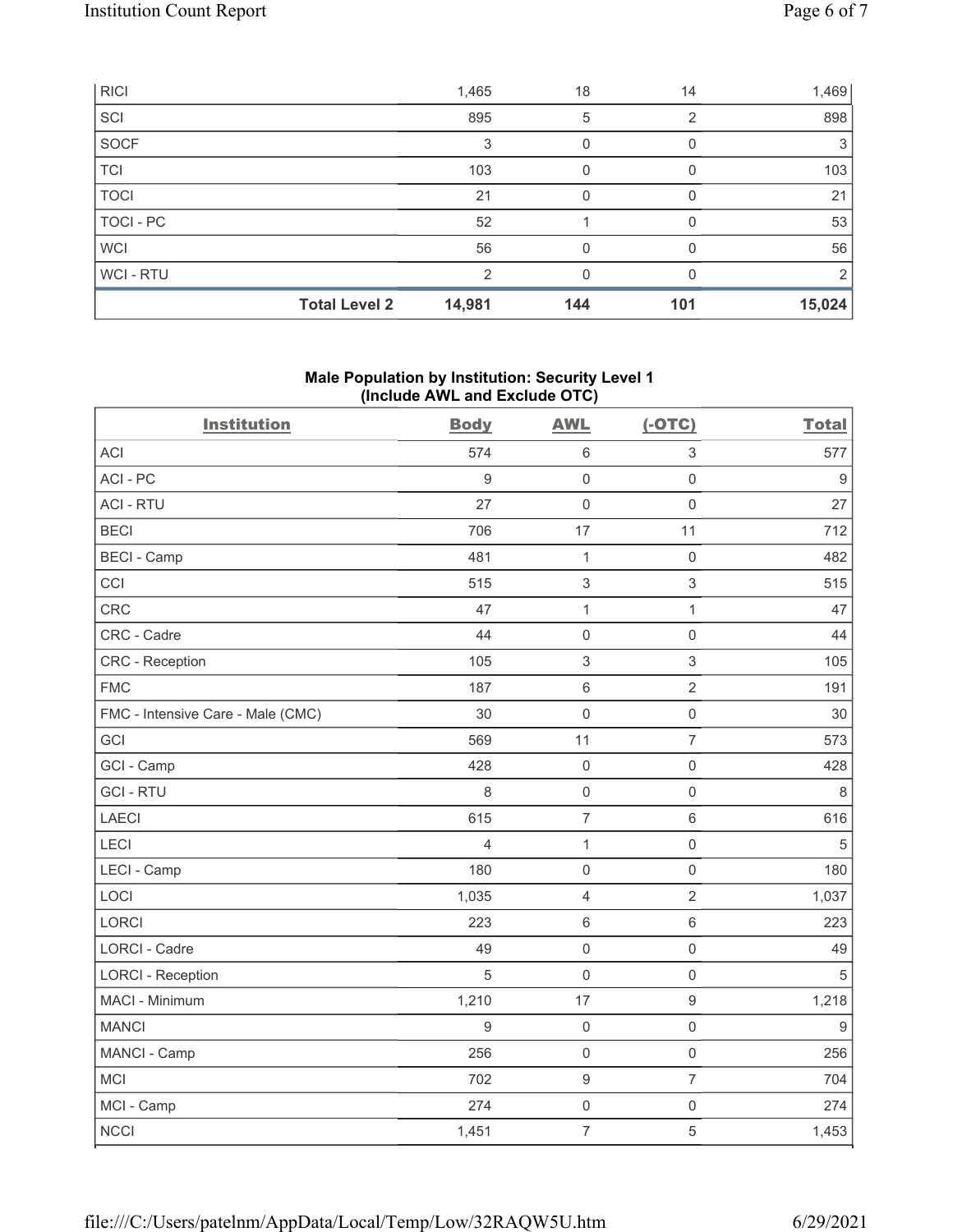| | | | | |
|---|---|---|---|---|
| RICI | 1,465 | 18 | 14 | 1,469 |
| SCI | 895 | 5 | 2 | 898 |
| SOCF | 3 | 0 | 0 | 3 |
| TCI | 103 | 0 | 0 | 103 |
| TOCI | 21 | 0 | 0 | 21 |
| TOCI - PC | 52 | 1 | 0 | 53 |
| WCI | 56 | 0 | 0 | 56 |
| WCI - RTU | 2 | 0 | 0 | 2 |
| **Total Level 2** | **14,981** | **144** | **101** | **15,024** |

**Male Population by Institution: Security Level 1 (Include AWL and Exclude OTC)**

| Institution | Body | AWL | (-OTC) | Total |
|---|---|---|---|---|
| ACI | 574 | 6 | 3 | 577 |
| ACI - PC | 9 | 0 | 0 | 9 |
| ACI - RTU | 27 | 0 | 0 | 27 |
| BECI | 706 | 17 | 11 | 712 |
| BECI - Camp | 481 | 1 | 0 | 482 |
| CCI | 515 | 3 | 3 | 515 |
| CRC | 47 | 1 | 1 | 47 |
| CRC - Cadre | 44 | 0 | 0 | 44 |
| CRC - Reception | 105 | 3 | 3 | 105 |
| FMC | 187 | 6 | 2 | 191 |
| FMC - Intensive Care - Male (CMC) | 30 | 0 | 0 | 30 |
| GCI | 569 | 11 | 7 | 573 |
| GCI - Camp | 428 | 0 | 0 | 428 |
| GCI - RTU | 8 | 0 | 0 | 8 |
| LAECI | 615 | 7 | 6 | 616 |
| LECI | 4 | 1 | 0 | 5 |
| LECI - Camp | 180 | 0 | 0 | 180 |
| LOCI | 1,035 | 4 | 2 | 1,037 |
| LORCI | 223 | 6 | 6 | 223 |
| LORCI - Cadre | 49 | 0 | 0 | 49 |
| LORCI - Reception | 5 | 0 | 0 | 5 |
| MACI - Minimum | 1,210 | 17 | 9 | 1,218 |
| MANCI | 9 | 0 | 0 | 9 |
| MANCI - Camp | 256 | 0 | 0 | 256 |
| MCI | 702 | 9 | 7 | 704 |
| MCI - Camp | 274 | 0 | 0 | 274 |
| NCCI | 1,451 | 7 | 5 | 1,453 |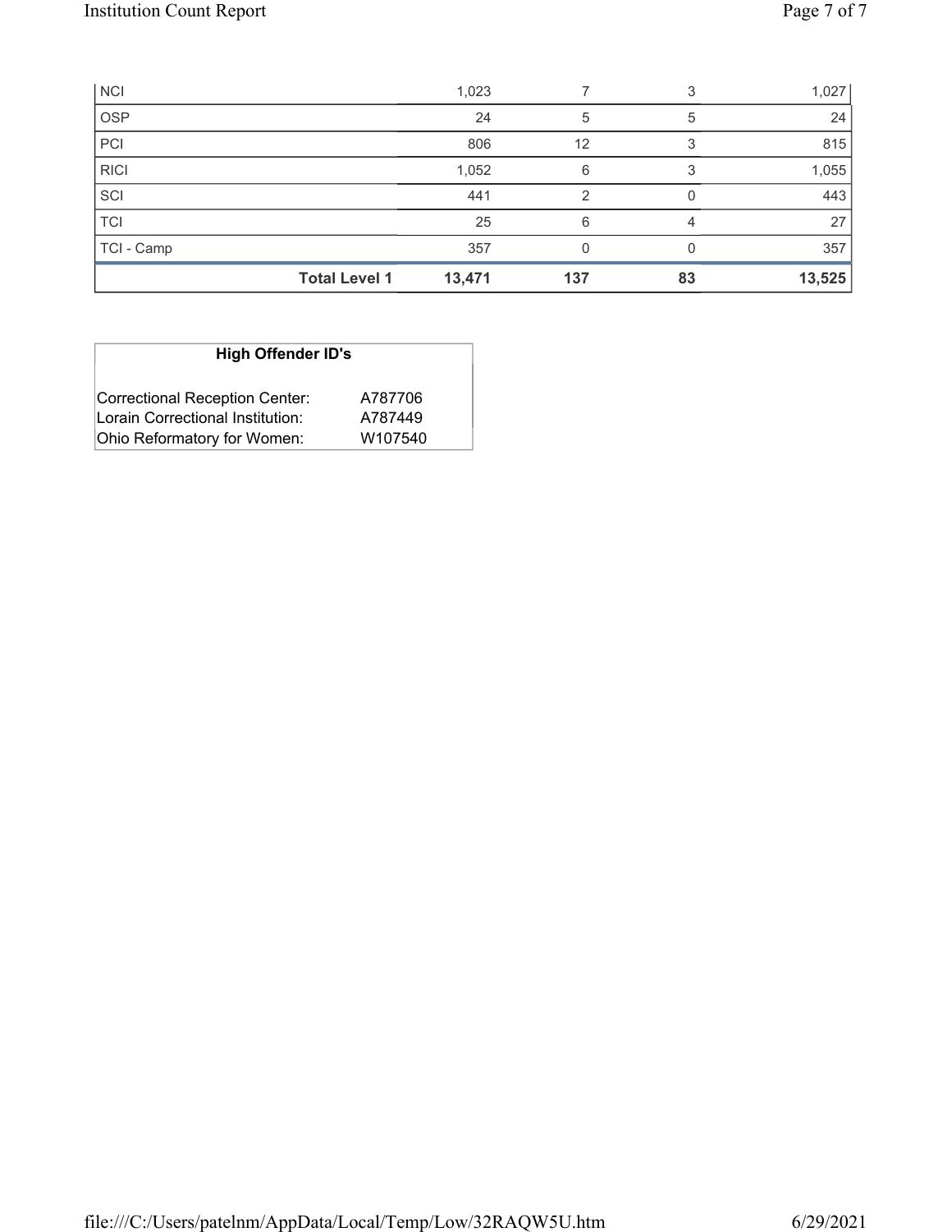| | | | | |
|---|---|---|---|---|
| NCI | 1,023 | 7 | 3 | 1,027 |
| OSP | 24 | 5 | 5 | 24 |
| PCI | 806 | 12 | 3 | 815 |
| RICI | 1,052 | 6 | 3 | 1,055 |
| SCI | 441 | 2 | 0 | 443 |
| TCI | 25 | 6 | 4 | 27 |
| TCI - Camp | 357 | 0 | 0 | 357 |
| **Total Level 1** | **13,471** | **137** | **83** | **13,525** |

| High Offender ID's | |
|---|---|
| Correctional Reception Center: | A787706 |
| Lorain Correctional Institution: | A787449 |
| Ohio Reformatory for Women: | W107540 |